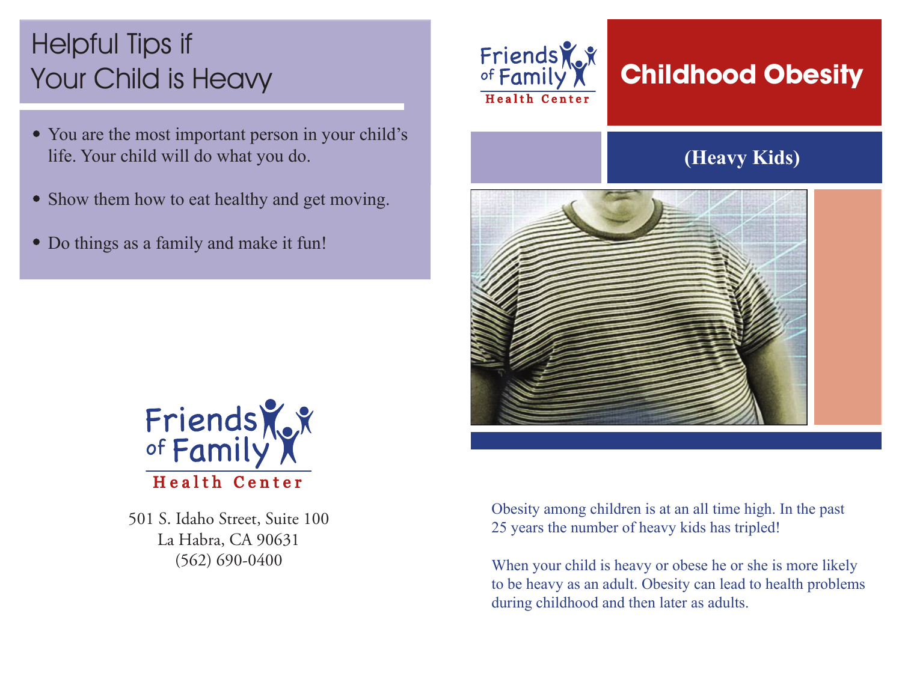## Helpful Tips if Your Child is Heavy

- You are the most important person in your child's life. Your child will do what you do.
- Show them how to eat healthy and get moving.
- Do things as a family and make it fun!

Friends of Family Health Center

501 S. Idaho Street, Suite 100
La Habra, CA 90631
(562) 690-0400

Friends of Family Health Center

# Childhood Obesity

## (Heavy Kids)

Obesity among children is at an all time high. In the past 25 years the number of heavy kids has tripled!

When your child is heavy or obese he or she is more likely to be heavy as an adult. Obesity can lead to health problems during childhood and then later as adults.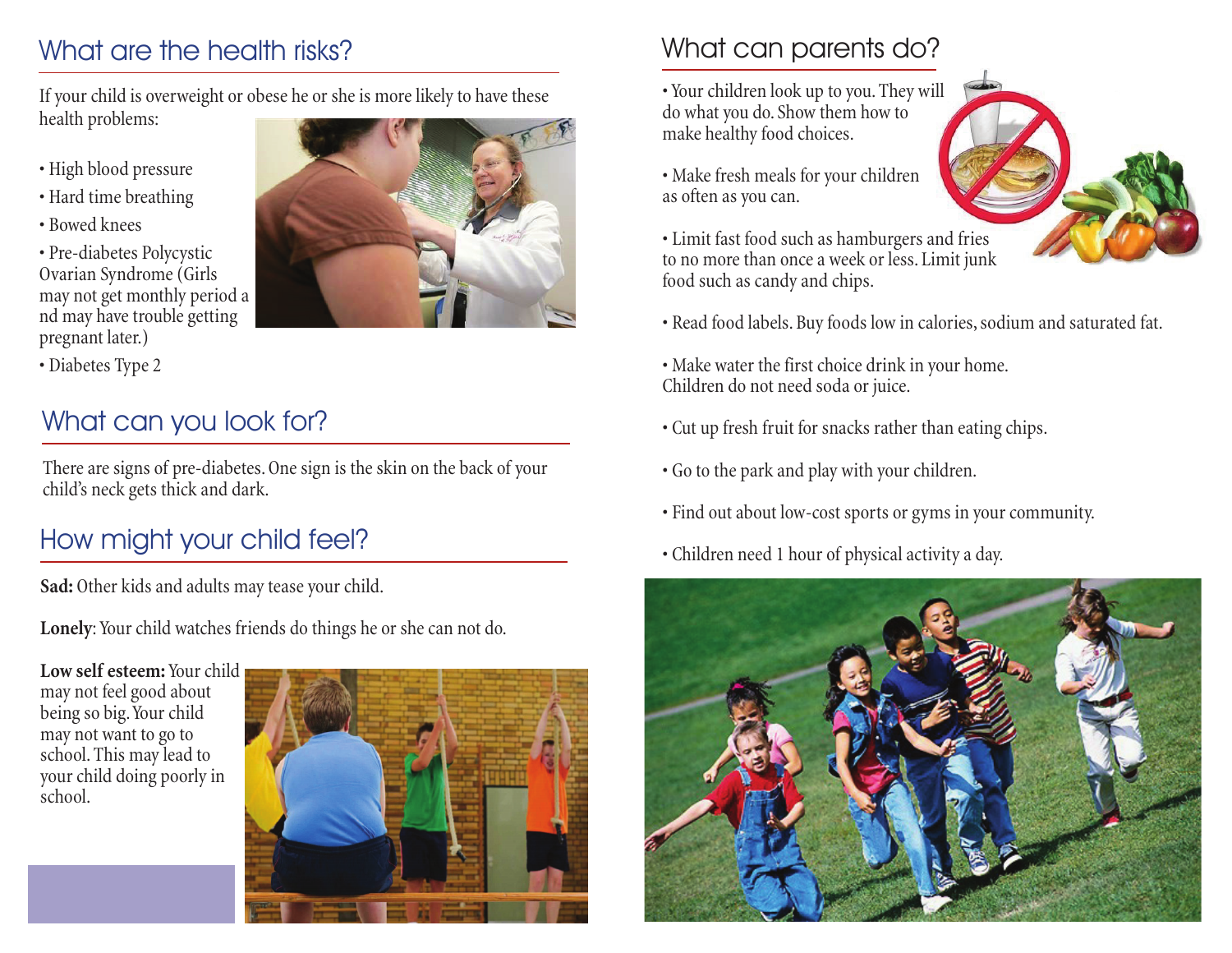## What are the health risks?

If your child is overweight or obese he or she is more likely to have these health problems:

- High blood pressure
- Hard time breathing
- Bowed knees
- Pre-diabetes Polycystic Ovarian Syndrome (Girls may not get monthly period a nd may have trouble getting pregnant later.)
- Diabetes Type 2

## What can you look for?

There are signs of pre-diabetes. One sign is the skin on the back of your child's neck gets thick and dark.

## How might your child feel?

**Sad:** Other kids and adults may tease your child.

**Lonely**: Your child watches friends do things he or she can not do.

**Low self esteem:** Your child may not feel good about being so big. Your child may not want to go to school. This may lead to your child doing poorly in school.

## What can parents do?

- Your children look up to you. They will do what you do. Show them how to make healthy food choices.
- Make fresh meals for your children as often as you can.
- Limit fast food such as hamburgers and fries to no more than once a week or less. Limit junk food such as candy and chips.
- Read food labels. Buy foods low in calories, sodium and saturated fat.
- Make water the first choice drink in your home. Children do not need soda or juice.
- Cut up fresh fruit for snacks rather than eating chips.
- Go to the park and play with your children.
- Find out about low-cost sports or gyms in your community.
- Children need 1 hour of physical activity a day.